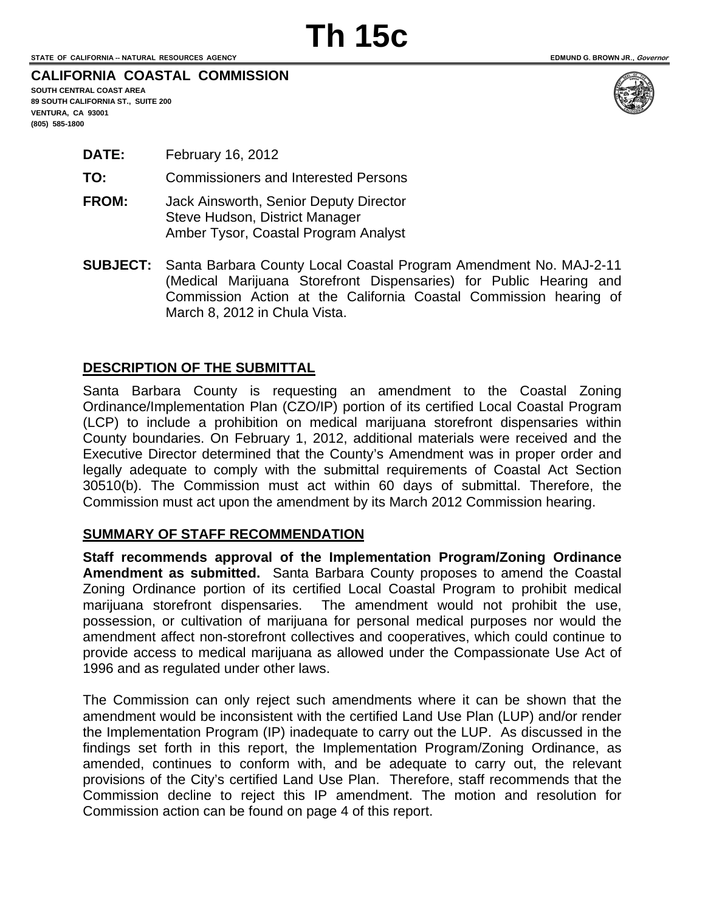# Th 15c

STATE OF CALIFORNIA -- NATURAL RESOURCES AGENCY EDMUND G. BROWN JR., *Governor*

**CALIFORNIA COASTAL COMMISSION**
SOUTH CENTRAL COAST AREA
89 SOUTH CALIFORNIA ST., SUITE 200
VENTURA, CA 93001
(805) 585-1800

**DATE:** February 16, 2012

**TO:** Commissioners and Interested Persons

**FROM:** Jack Ainsworth, Senior Deputy Director
Steve Hudson, District Manager
Amber Tysor, Coastal Program Analyst

**SUBJECT:** Santa Barbara County Local Coastal Program Amendment No. MAJ-2-11 (Medical Marijuana Storefront Dispensaries) for Public Hearing and Commission Action at the California Coastal Commission hearing of March 8, 2012 in Chula Vista.

## DESCRIPTION OF THE SUBMITTAL

Santa Barbara County is requesting an amendment to the Coastal Zoning Ordinance/Implementation Plan (CZO/IP) portion of its certified Local Coastal Program (LCP) to include a prohibition on medical marijuana storefront dispensaries within County boundaries. On February 1, 2012, additional materials were received and the Executive Director determined that the County's Amendment was in proper order and legally adequate to comply with the submittal requirements of Coastal Act Section 30510(b). The Commission must act within 60 days of submittal. Therefore, the Commission must act upon the amendment by its March 2012 Commission hearing.

## SUMMARY OF STAFF RECOMMENDATION

**Staff recommends approval of the Implementation Program/Zoning Ordinance Amendment as submitted.** Santa Barbara County proposes to amend the Coastal Zoning Ordinance portion of its certified Local Coastal Program to prohibit medical marijuana storefront dispensaries. The amendment would not prohibit the use, possession, or cultivation of marijuana for personal medical purposes nor would the amendment affect non-storefront collectives and cooperatives, which could continue to provide access to medical marijuana as allowed under the Compassionate Use Act of 1996 and as regulated under other laws.

The Commission can only reject such amendments where it can be shown that the amendment would be inconsistent with the certified Land Use Plan (LUP) and/or render the Implementation Program (IP) inadequate to carry out the LUP. As discussed in the findings set forth in this report, the Implementation Program/Zoning Ordinance, as amended, continues to conform with, and be adequate to carry out, the relevant provisions of the City's certified Land Use Plan. Therefore, staff recommends that the Commission decline to reject this IP amendment. The motion and resolution for Commission action can be found on page 4 of this report.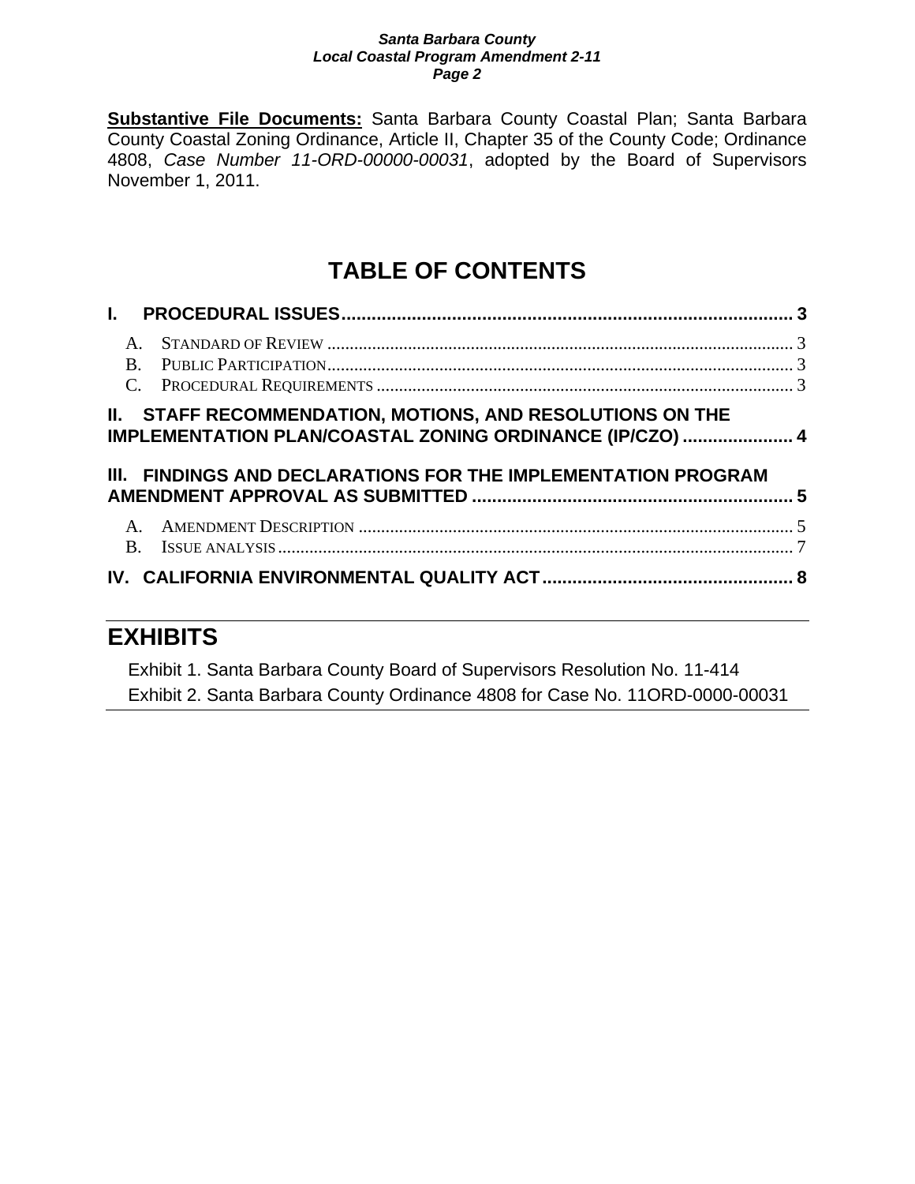**Substantive File Documents:** Santa Barbara County Coastal Plan; Santa Barbara County Coastal Zoning Ordinance, Article II, Chapter 35 of the County Code; Ordinance 4808, *Case Number 11-ORD-00000-00031*, adopted by the Board of Supervisors November 1, 2011.

# TABLE OF CONTENTS

**I. PROCEDURAL ISSUES .......... 3**

- A. STANDARD OF REVIEW .......... 3
- B. PUBLIC PARTICIPATION .......... 3
- C. PROCEDURAL REQUIREMENTS .......... 3

**II. STAFF RECOMMENDATION, MOTIONS, AND RESOLUTIONS ON THE IMPLEMENTATION PLAN/COASTAL ZONING ORDINANCE (IP/CZO) .......... 4**

**III. FINDINGS AND DECLARATIONS FOR THE IMPLEMENTATION PROGRAM AMENDMENT APPROVAL AS SUBMITTED .......... 5**

- A. AMENDMENT DESCRIPTION .......... 5
- B. ISSUE ANALYSIS .......... 7

**IV. CALIFORNIA ENVIRONMENTAL QUALITY ACT .......... 8**

# EXHIBITS

Exhibit 1. Santa Barbara County Board of Supervisors Resolution No. 11-414

Exhibit 2. Santa Barbara County Ordinance 4808 for Case No. 11ORD-0000-00031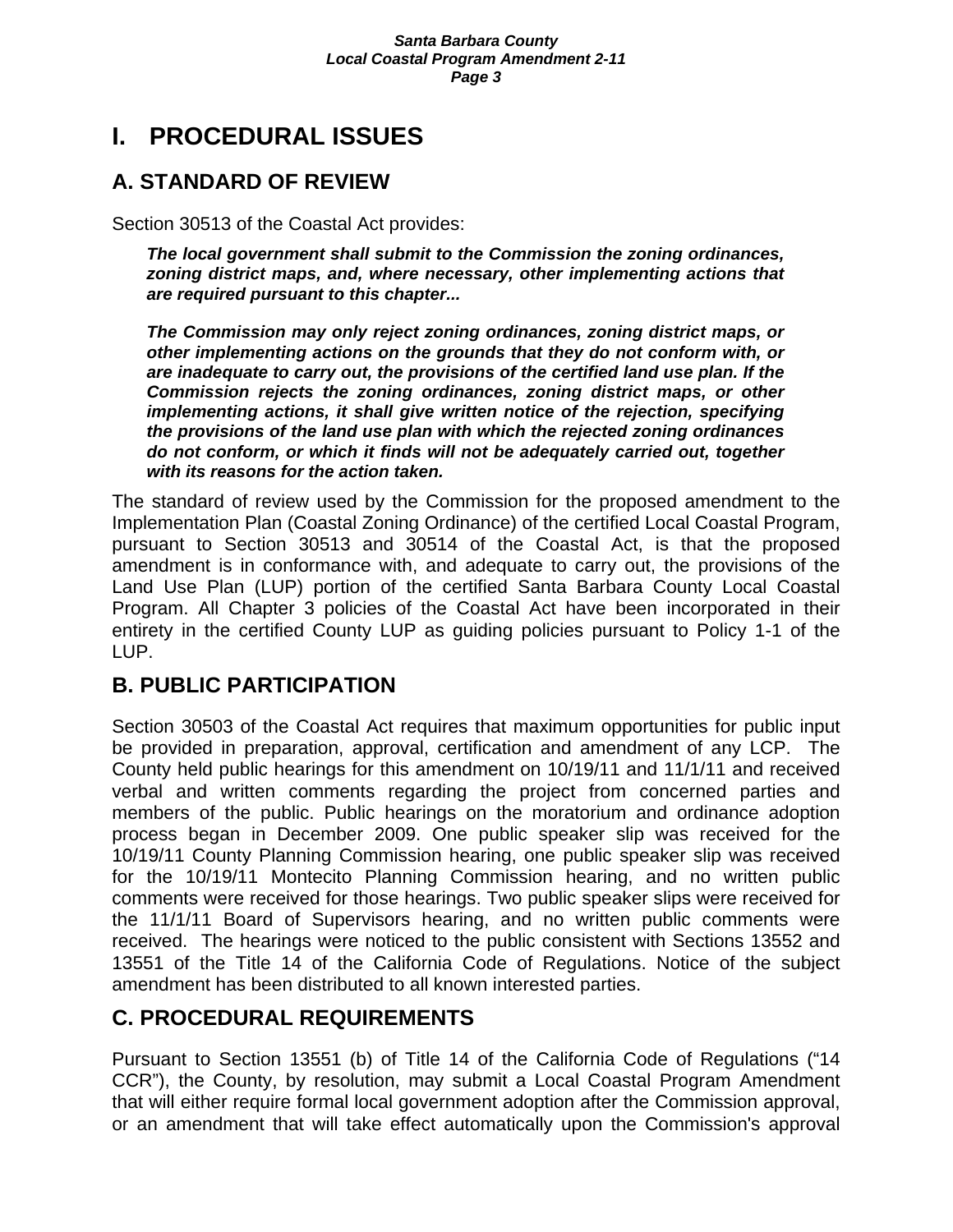# I. PROCEDURAL ISSUES

## A. STANDARD OF REVIEW

Section 30513 of the Coastal Act provides:

> ***The local government shall submit to the Commission the zoning ordinances, zoning district maps, and, where necessary, other implementing actions that are required pursuant to this chapter...***
>
> ***The Commission may only reject zoning ordinances, zoning district maps, or other implementing actions on the grounds that they do not conform with, or are inadequate to carry out, the provisions of the certified land use plan. If the Commission rejects the zoning ordinances, zoning district maps, or other implementing actions, it shall give written notice of the rejection, specifying the provisions of the land use plan with which the rejected zoning ordinances do not conform, or which it finds will not be adequately carried out, together with its reasons for the action taken.***

The standard of review used by the Commission for the proposed amendment to the Implementation Plan (Coastal Zoning Ordinance) of the certified Local Coastal Program, pursuant to Section 30513 and 30514 of the Coastal Act, is that the proposed amendment is in conformance with, and adequate to carry out, the provisions of the Land Use Plan (LUP) portion of the certified Santa Barbara County Local Coastal Program. All Chapter 3 policies of the Coastal Act have been incorporated in their entirety in the certified County LUP as guiding policies pursuant to Policy 1-1 of the LUP.

## B. PUBLIC PARTICIPATION

Section 30503 of the Coastal Act requires that maximum opportunities for public input be provided in preparation, approval, certification and amendment of any LCP. The County held public hearings for this amendment on 10/19/11 and 11/1/11 and received verbal and written comments regarding the project from concerned parties and members of the public. Public hearings on the moratorium and ordinance adoption process began in December 2009. One public speaker slip was received for the 10/19/11 County Planning Commission hearing, one public speaker slip was received for the 10/19/11 Montecito Planning Commission hearing, and no written public comments were received for those hearings. Two public speaker slips were received for the 11/1/11 Board of Supervisors hearing, and no written public comments were received. The hearings were noticed to the public consistent with Sections 13552 and 13551 of the Title 14 of the California Code of Regulations. Notice of the subject amendment has been distributed to all known interested parties.

## C. PROCEDURAL REQUIREMENTS

Pursuant to Section 13551 (b) of Title 14 of the California Code of Regulations ("14 CCR"), the County, by resolution, may submit a Local Coastal Program Amendment that will either require formal local government adoption after the Commission approval, or an amendment that will take effect automatically upon the Commission's approval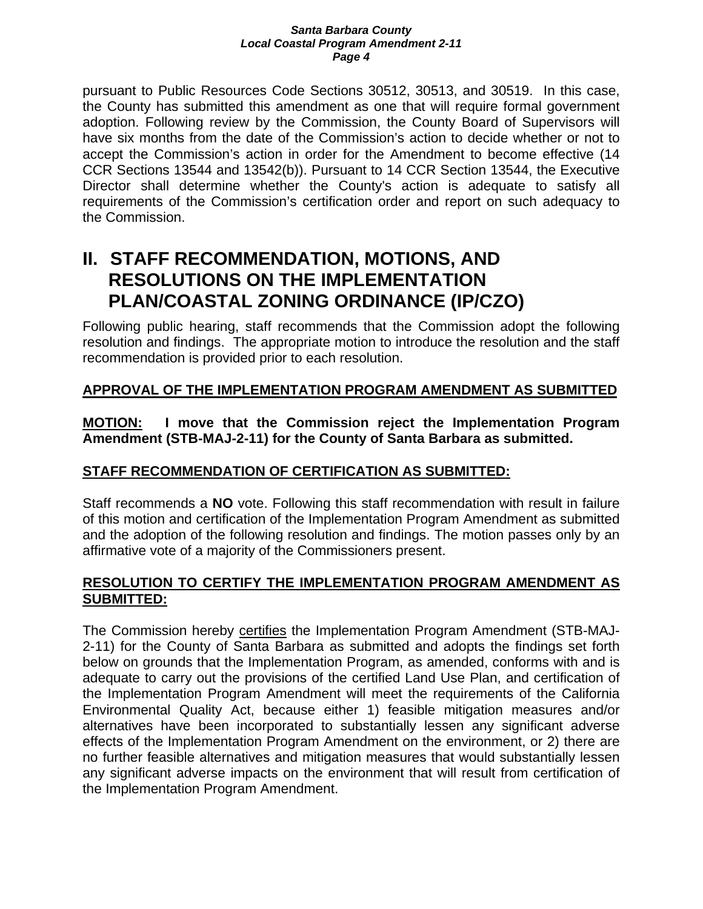pursuant to Public Resources Code Sections 30512, 30513, and 30519. In this case, the County has submitted this amendment as one that will require formal government adoption. Following review by the Commission, the County Board of Supervisors will have six months from the date of the Commission's action to decide whether or not to accept the Commission's action in order for the Amendment to become effective (14 CCR Sections 13544 and 13542(b)). Pursuant to 14 CCR Section 13544, the Executive Director shall determine whether the County's action is adequate to satisfy all requirements of the Commission's certification order and report on such adequacy to the Commission.

# II. STAFF RECOMMENDATION, MOTIONS, AND RESOLUTIONS ON THE IMPLEMENTATION PLAN/COASTAL ZONING ORDINANCE (IP/CZO)

Following public hearing, staff recommends that the Commission adopt the following resolution and findings. The appropriate motion to introduce the resolution and the staff recommendation is provided prior to each resolution.

**APPROVAL OF THE IMPLEMENTATION PROGRAM AMENDMENT AS SUBMITTED**

**MOTION: I move that the Commission reject the Implementation Program Amendment (STB-MAJ-2-11) for the County of Santa Barbara as submitted.**

**STAFF RECOMMENDATION OF CERTIFICATION AS SUBMITTED:**

Staff recommends a **NO** vote. Following this staff recommendation with result in failure of this motion and certification of the Implementation Program Amendment as submitted and the adoption of the following resolution and findings. The motion passes only by an affirmative vote of a majority of the Commissioners present.

**RESOLUTION TO CERTIFY THE IMPLEMENTATION PROGRAM AMENDMENT AS SUBMITTED:**

The Commission hereby certifies the Implementation Program Amendment (STB-MAJ-2-11) for the County of Santa Barbara as submitted and adopts the findings set forth below on grounds that the Implementation Program, as amended, conforms with and is adequate to carry out the provisions of the certified Land Use Plan, and certification of the Implementation Program Amendment will meet the requirements of the California Environmental Quality Act, because either 1) feasible mitigation measures and/or alternatives have been incorporated to substantially lessen any significant adverse effects of the Implementation Program Amendment on the environment, or 2) there are no further feasible alternatives and mitigation measures that would substantially lessen any significant adverse impacts on the environment that will result from certification of the Implementation Program Amendment.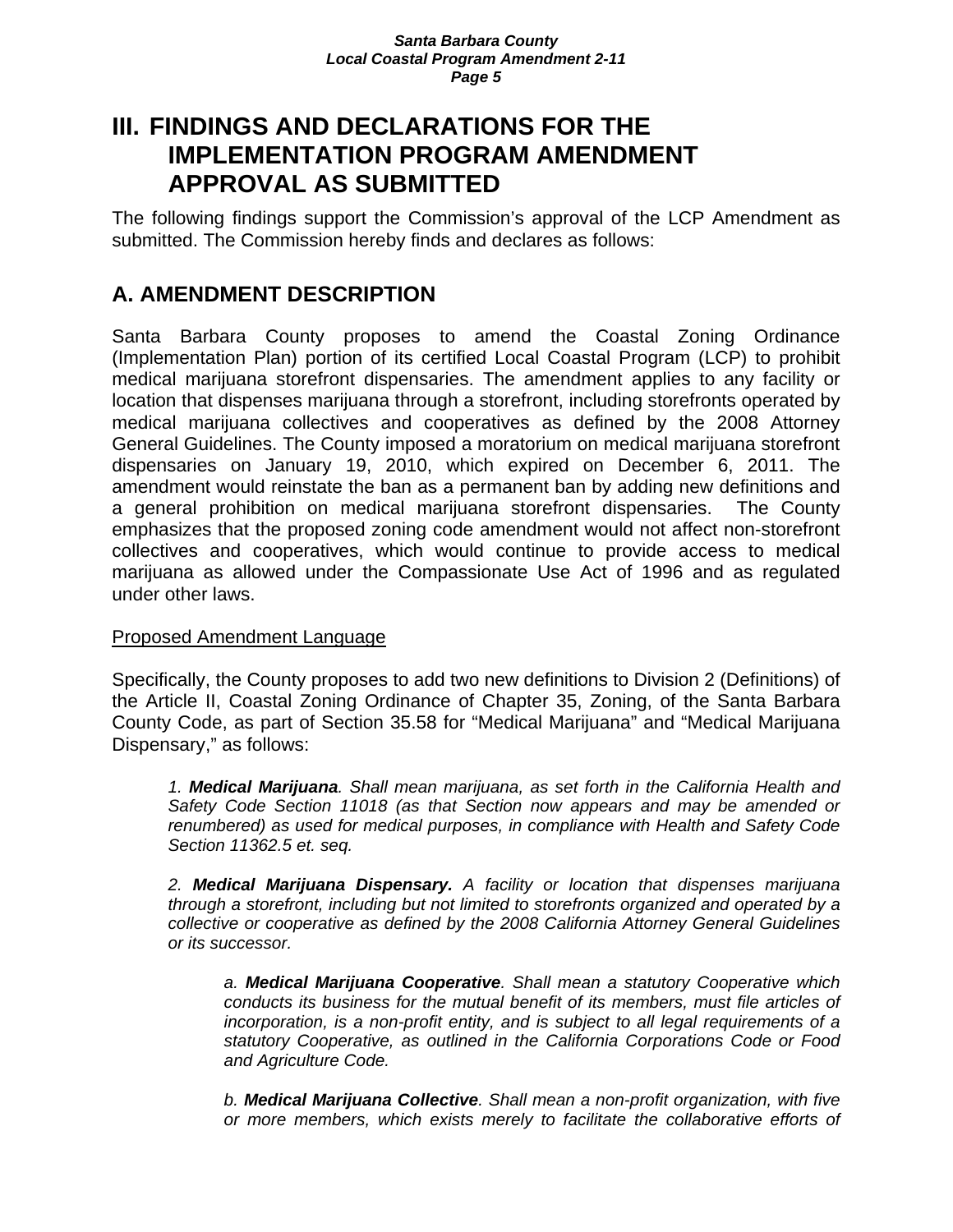# III. FINDINGS AND DECLARATIONS FOR THE IMPLEMENTATION PROGRAM AMENDMENT APPROVAL AS SUBMITTED

The following findings support the Commission's approval of the LCP Amendment as submitted. The Commission hereby finds and declares as follows:

## A. AMENDMENT DESCRIPTION

Santa Barbara County proposes to amend the Coastal Zoning Ordinance (Implementation Plan) portion of its certified Local Coastal Program (LCP) to prohibit medical marijuana storefront dispensaries. The amendment applies to any facility or location that dispenses marijuana through a storefront, including storefronts operated by medical marijuana collectives and cooperatives as defined by the 2008 Attorney General Guidelines. The County imposed a moratorium on medical marijuana storefront dispensaries on January 19, 2010, which expired on December 6, 2011. The amendment would reinstate the ban as a permanent ban by adding new definitions and a general prohibition on medical marijuana storefront dispensaries. The County emphasizes that the proposed zoning code amendment would not affect non-storefront collectives and cooperatives, which would continue to provide access to medical marijuana as allowed under the Compassionate Use Act of 1996 and as regulated under other laws.

Proposed Amendment Language

Specifically, the County proposes to add two new definitions to Division 2 (Definitions) of the Article II, Coastal Zoning Ordinance of Chapter 35, Zoning, of the Santa Barbara County Code, as part of Section 35.58 for "Medical Marijuana" and "Medical Marijuana Dispensary," as follows:

> *1.* ***Medical Marijuana****. Shall mean marijuana, as set forth in the California Health and Safety Code Section 11018 (as that Section now appears and may be amended or renumbered) as used for medical purposes, in compliance with Health and Safety Code Section 11362.5 et. seq.*
>
> *2.* ***Medical Marijuana Dispensary.*** *A facility or location that dispenses marijuana through a storefront, including but not limited to storefronts organized and operated by a collective or cooperative as defined by the 2008 California Attorney General Guidelines or its successor.*
>
> > *a.* ***Medical Marijuana Cooperative****. Shall mean a statutory Cooperative which conducts its business for the mutual benefit of its members, must file articles of incorporation, is a non-profit entity, and is subject to all legal requirements of a statutory Cooperative, as outlined in the California Corporations Code or Food and Agriculture Code.*
> >
> > *b.* ***Medical Marijuana Collective****. Shall mean a non-profit organization, with five or more members, which exists merely to facilitate the collaborative efforts of*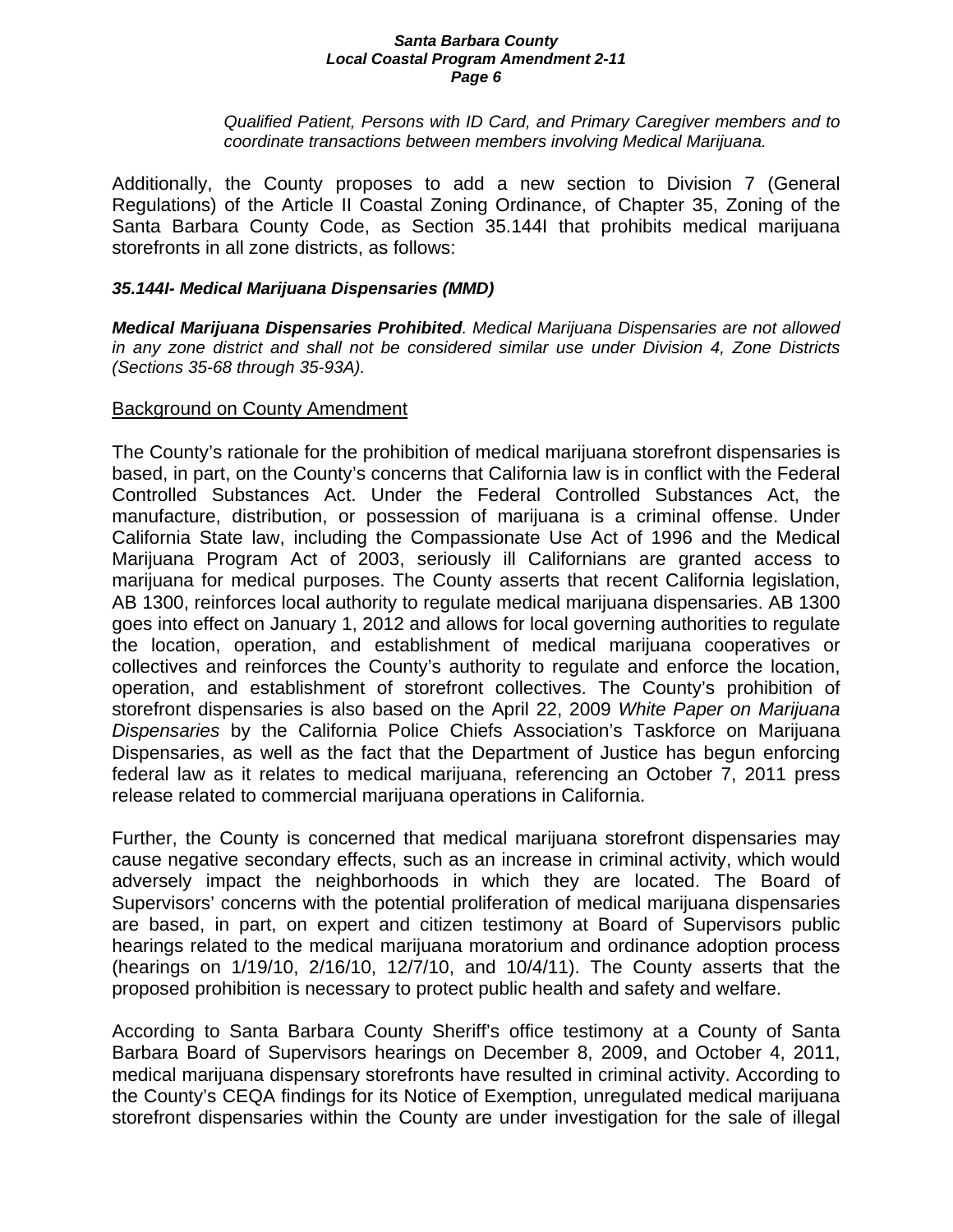*Qualified Patient, Persons with ID Card, and Primary Caregiver members and to coordinate transactions between members involving Medical Marijuana.*

Additionally, the County proposes to add a new section to Division 7 (General Regulations) of the Article II Coastal Zoning Ordinance, of Chapter 35, Zoning of the Santa Barbara County Code, as Section 35.144I that prohibits medical marijuana storefronts in all zone districts, as follows:

***35.144I- Medical Marijuana Dispensaries (MMD)***

***Medical Marijuana Dispensaries Prohibited**. Medical Marijuana Dispensaries are not allowed in any zone district and shall not be considered similar use under Division 4, Zone Districts (Sections 35-68 through 35-93A).*

<u>Background on County Amendment</u>

The County's rationale for the prohibition of medical marijuana storefront dispensaries is based, in part, on the County's concerns that California law is in conflict with the Federal Controlled Substances Act. Under the Federal Controlled Substances Act, the manufacture, distribution, or possession of marijuana is a criminal offense. Under California State law, including the Compassionate Use Act of 1996 and the Medical Marijuana Program Act of 2003, seriously ill Californians are granted access to marijuana for medical purposes. The County asserts that recent California legislation, AB 1300, reinforces local authority to regulate medical marijuana dispensaries. AB 1300 goes into effect on January 1, 2012 and allows for local governing authorities to regulate the location, operation, and establishment of medical marijuana cooperatives or collectives and reinforces the County's authority to regulate and enforce the location, operation, and establishment of storefront collectives. The County's prohibition of storefront dispensaries is also based on the April 22, 2009 *White Paper on Marijuana Dispensaries* by the California Police Chiefs Association's Taskforce on Marijuana Dispensaries, as well as the fact that the Department of Justice has begun enforcing federal law as it relates to medical marijuana, referencing an October 7, 2011 press release related to commercial marijuana operations in California.

Further, the County is concerned that medical marijuana storefront dispensaries may cause negative secondary effects, such as an increase in criminal activity, which would adversely impact the neighborhoods in which they are located. The Board of Supervisors' concerns with the potential proliferation of medical marijuana dispensaries are based, in part, on expert and citizen testimony at Board of Supervisors public hearings related to the medical marijuana moratorium and ordinance adoption process (hearings on 1/19/10, 2/16/10, 12/7/10, and 10/4/11). The County asserts that the proposed prohibition is necessary to protect public health and safety and welfare.

According to Santa Barbara County Sheriff's office testimony at a County of Santa Barbara Board of Supervisors hearings on December 8, 2009, and October 4, 2011, medical marijuana dispensary storefronts have resulted in criminal activity. According to the County's CEQA findings for its Notice of Exemption, unregulated medical marijuana storefront dispensaries within the County are under investigation for the sale of illegal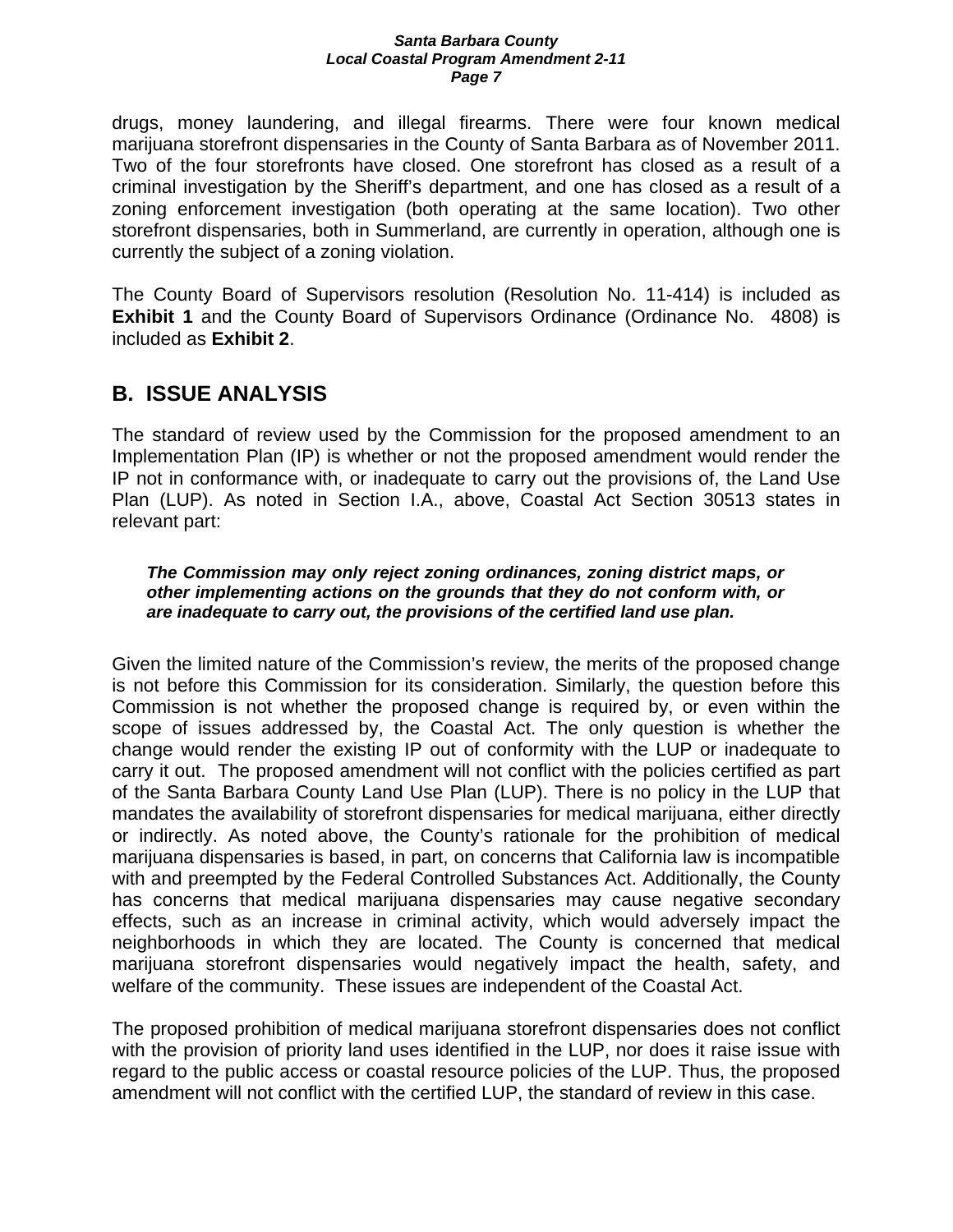drugs, money laundering, and illegal firearms. There were four known medical marijuana storefront dispensaries in the County of Santa Barbara as of November 2011. Two of the four storefronts have closed. One storefront has closed as a result of a criminal investigation by the Sheriff's department, and one has closed as a result of a zoning enforcement investigation (both operating at the same location). Two other storefront dispensaries, both in Summerland, are currently in operation, although one is currently the subject of a zoning violation.

The County Board of Supervisors resolution (Resolution No. 11-414) is included as **Exhibit 1** and the County Board of Supervisors Ordinance (Ordinance No. 4808) is included as **Exhibit 2**.

## B. ISSUE ANALYSIS

The standard of review used by the Commission for the proposed amendment to an Implementation Plan (IP) is whether or not the proposed amendment would render the IP not in conformance with, or inadequate to carry out the provisions of, the Land Use Plan (LUP). As noted in Section I.A., above, Coastal Act Section 30513 states in relevant part:

> ***The Commission may only reject zoning ordinances, zoning district maps, or other implementing actions on the grounds that they do not conform with, or are inadequate to carry out, the provisions of the certified land use plan.***

Given the limited nature of the Commission's review, the merits of the proposed change is not before this Commission for its consideration. Similarly, the question before this Commission is not whether the proposed change is required by, or even within the scope of issues addressed by, the Coastal Act. The only question is whether the change would render the existing IP out of conformity with the LUP or inadequate to carry it out. The proposed amendment will not conflict with the policies certified as part of the Santa Barbara County Land Use Plan (LUP). There is no policy in the LUP that mandates the availability of storefront dispensaries for medical marijuana, either directly or indirectly. As noted above, the County's rationale for the prohibition of medical marijuana dispensaries is based, in part, on concerns that California law is incompatible with and preempted by the Federal Controlled Substances Act. Additionally, the County has concerns that medical marijuana dispensaries may cause negative secondary effects, such as an increase in criminal activity, which would adversely impact the neighborhoods in which they are located. The County is concerned that medical marijuana storefront dispensaries would negatively impact the health, safety, and welfare of the community. These issues are independent of the Coastal Act.

The proposed prohibition of medical marijuana storefront dispensaries does not conflict with the provision of priority land uses identified in the LUP, nor does it raise issue with regard to the public access or coastal resource policies of the LUP. Thus, the proposed amendment will not conflict with the certified LUP, the standard of review in this case.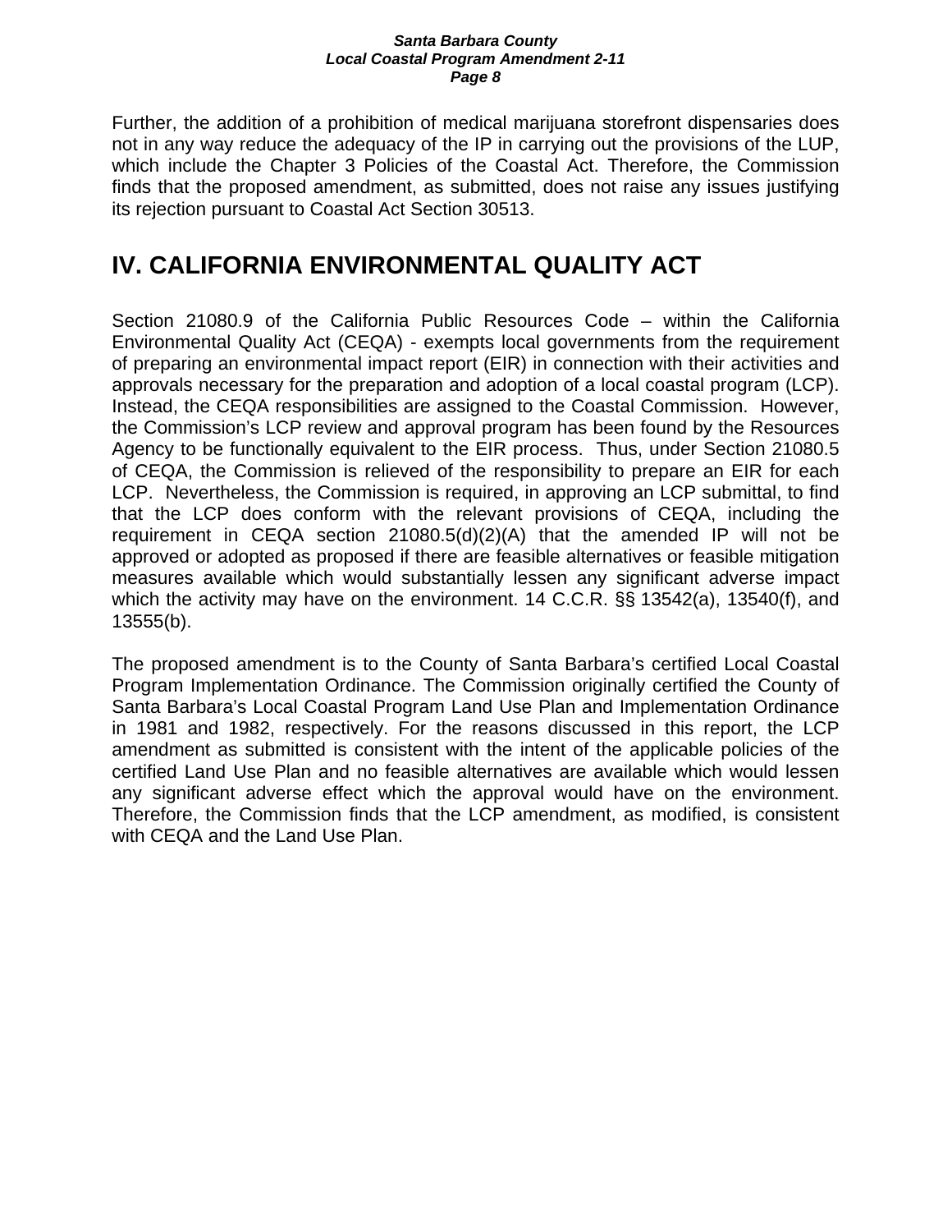Further, the addition of a prohibition of medical marijuana storefront dispensaries does not in any way reduce the adequacy of the IP in carrying out the provisions of the LUP, which include the Chapter 3 Policies of the Coastal Act. Therefore, the Commission finds that the proposed amendment, as submitted, does not raise any issues justifying its rejection pursuant to Coastal Act Section 30513.

# IV. CALIFORNIA ENVIRONMENTAL QUALITY ACT

Section 21080.9 of the California Public Resources Code – within the California Environmental Quality Act (CEQA) - exempts local governments from the requirement of preparing an environmental impact report (EIR) in connection with their activities and approvals necessary for the preparation and adoption of a local coastal program (LCP). Instead, the CEQA responsibilities are assigned to the Coastal Commission. However, the Commission's LCP review and approval program has been found by the Resources Agency to be functionally equivalent to the EIR process. Thus, under Section 21080.5 of CEQA, the Commission is relieved of the responsibility to prepare an EIR for each LCP. Nevertheless, the Commission is required, in approving an LCP submittal, to find that the LCP does conform with the relevant provisions of CEQA, including the requirement in CEQA section 21080.5(d)(2)(A) that the amended IP will not be approved or adopted as proposed if there are feasible alternatives or feasible mitigation measures available which would substantially lessen any significant adverse impact which the activity may have on the environment. 14 C.C.R. §§ 13542(a), 13540(f), and 13555(b).

The proposed amendment is to the County of Santa Barbara's certified Local Coastal Program Implementation Ordinance. The Commission originally certified the County of Santa Barbara's Local Coastal Program Land Use Plan and Implementation Ordinance in 1981 and 1982, respectively. For the reasons discussed in this report, the LCP amendment as submitted is consistent with the intent of the applicable policies of the certified Land Use Plan and no feasible alternatives are available which would lessen any significant adverse effect which the approval would have on the environment. Therefore, the Commission finds that the LCP amendment, as modified, is consistent with CEQA and the Land Use Plan.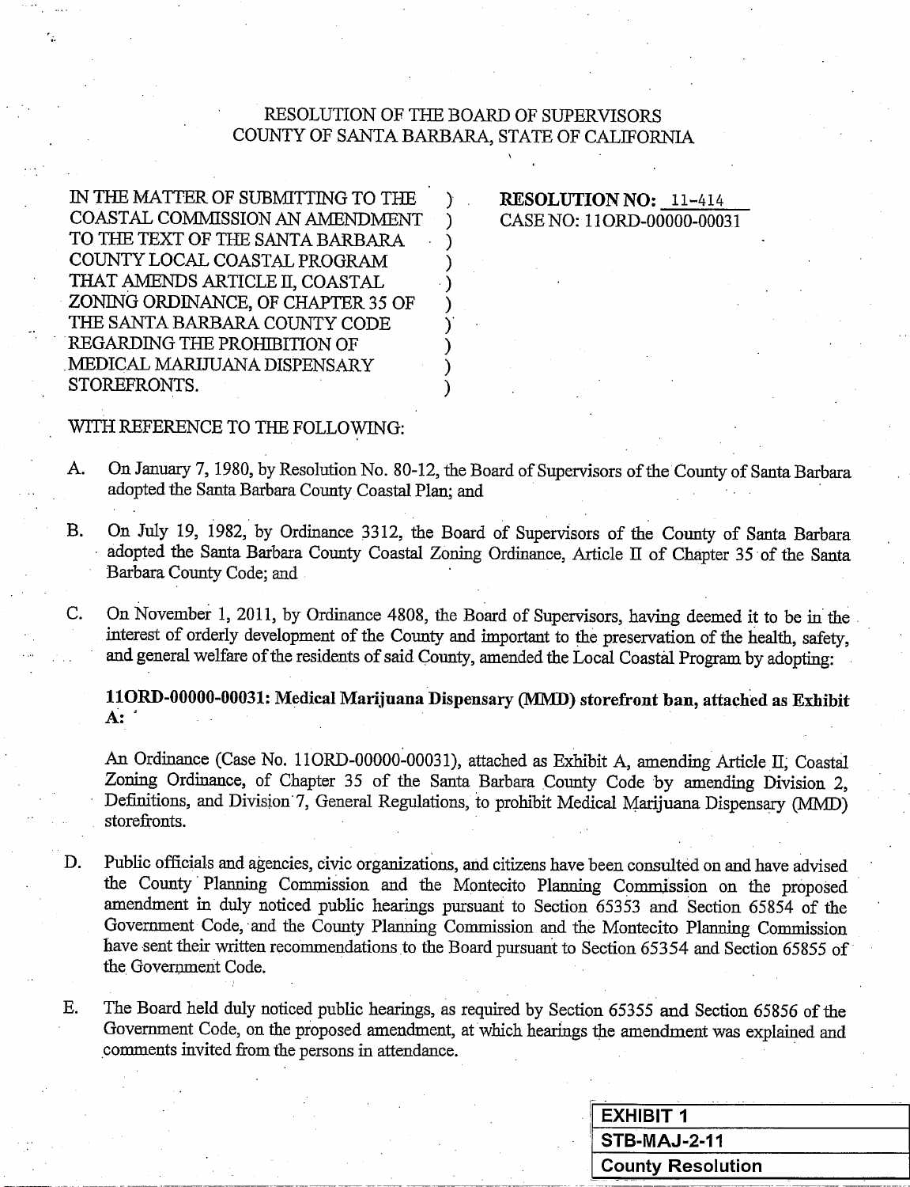RESOLUTION OF THE BOARD OF SUPERVISORS
COUNTY OF SANTA BARBARA, STATE OF CALIFORNIA

| | |
|---|---|
| IN THE MATTER OF SUBMITTING TO THE COASTAL COMMISSION AN AMENDMENT TO THE TEXT OF THE SANTA BARBARA COUNTY LOCAL COASTAL PROGRAM THAT AMENDS ARTICLE II, COASTAL ZONING ORDINANCE, OF CHAPTER 35 OF THE SANTA BARBARA COUNTY CODE REGARDING THE PROHIBITION OF MEDICAL MARIJUANA DISPENSARY STOREFRONTS. | **RESOLUTION NO:** 11-414<br>CASE NO: 11ORD-00000-00031 |

WITH REFERENCE TO THE FOLLOWING:

A. On January 7, 1980, by Resolution No. 80-12, the Board of Supervisors of the County of Santa Barbara adopted the Santa Barbara County Coastal Plan; and

B. On July 19, 1982, by Ordinance 3312, the Board of Supervisors of the County of Santa Barbara adopted the Santa Barbara County Coastal Zoning Ordinance, Article II of Chapter 35 of the Santa Barbara County Code; and

C. On November 1, 2011, by Ordinance 4808, the Board of Supervisors, having deemed it to be in the interest of orderly development of the County and important to the preservation of the health, safety, and general welfare of the residents of said County, amended the Local Coastal Program by adopting:

   **11ORD-00000-00031: Medical Marijuana Dispensary (MMD) storefront ban, attached as Exhibit A:**

   An Ordinance (Case No. 11ORD-00000-00031), attached as Exhibit A, amending Article II, Coastal Zoning Ordinance, of Chapter 35 of the Santa Barbara County Code by amending Division 2, Definitions, and Division 7, General Regulations, to prohibit Medical Marijuana Dispensary (MMD) storefronts.

D. Public officials and agencies, civic organizations, and citizens have been consulted on and have advised the County Planning Commission and the Montecito Planning Commission on the proposed amendment in duly noticed public hearings pursuant to Section 65353 and Section 65854 of the Government Code, and the County Planning Commission and the Montecito Planning Commission have sent their written recommendations to the Board pursuant to Section 65354 and Section 65855 of the Government Code.

E. The Board held duly noticed public hearings, as required by Section 65355 and Section 65856 of the Government Code, on the proposed amendment, at which hearings the amendment was explained and comments invited from the persons in attendance.

| |
|---|
| **EXHIBIT 1** |
| **STB-MAJ-2-11** |
| **County Resolution** |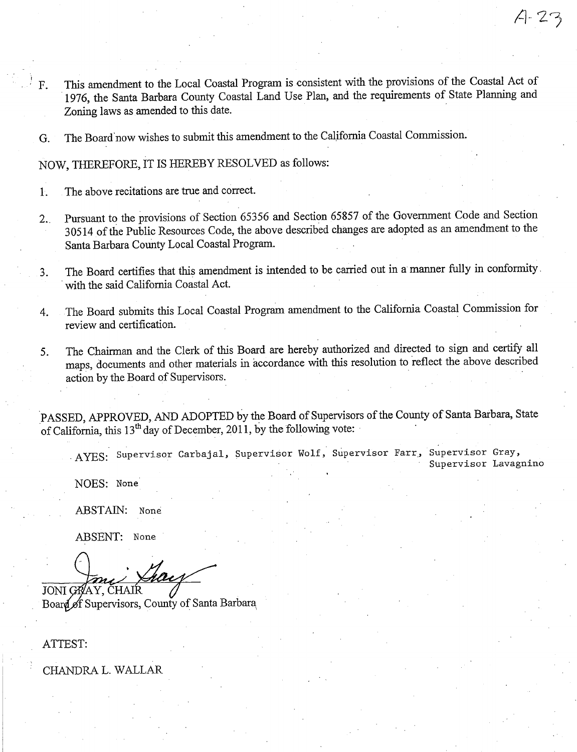F. This amendment to the Local Coastal Program is consistent with the provisions of the Coastal Act of 1976, the Santa Barbara County Coastal Land Use Plan, and the requirements of State Planning and Zoning laws as amended to this date.

G. The Board now wishes to submit this amendment to the California Coastal Commission.

NOW, THEREFORE, IT IS HEREBY RESOLVED as follows:

1. The above recitations are true and correct.

2. Pursuant to the provisions of Section 65356 and Section 65857 of the Government Code and Section 30514 of the Public Resources Code, the above described changes are adopted as an amendment to the Santa Barbara County Local Coastal Program.

3. The Board certifies that this amendment is intended to be carried out in a manner fully in conformity with the said California Coastal Act.

4. The Board submits this Local Coastal Program amendment to the California Coastal Commission for review and certification.

5. The Chairman and the Clerk of this Board are hereby authorized and directed to sign and certify all maps, documents and other materials in accordance with this resolution to reflect the above described action by the Board of Supervisors.

PASSED, APPROVED, AND ADOPTED by the Board of Supervisors of the County of Santa Barbara, State of California, this 13th day of December, 2011, by the following vote:

AYES: Supervisor Carbajal, Supervisor Wolf, Supervisor Farr, Supervisor Gray, Supervisor Lavagnino

NOES: None

ABSTAIN: None

ABSENT: None

JONI GRAY, CHAIR
Board of Supervisors, County of Santa Barbara

ATTEST:

CHANDRA L. WALLAR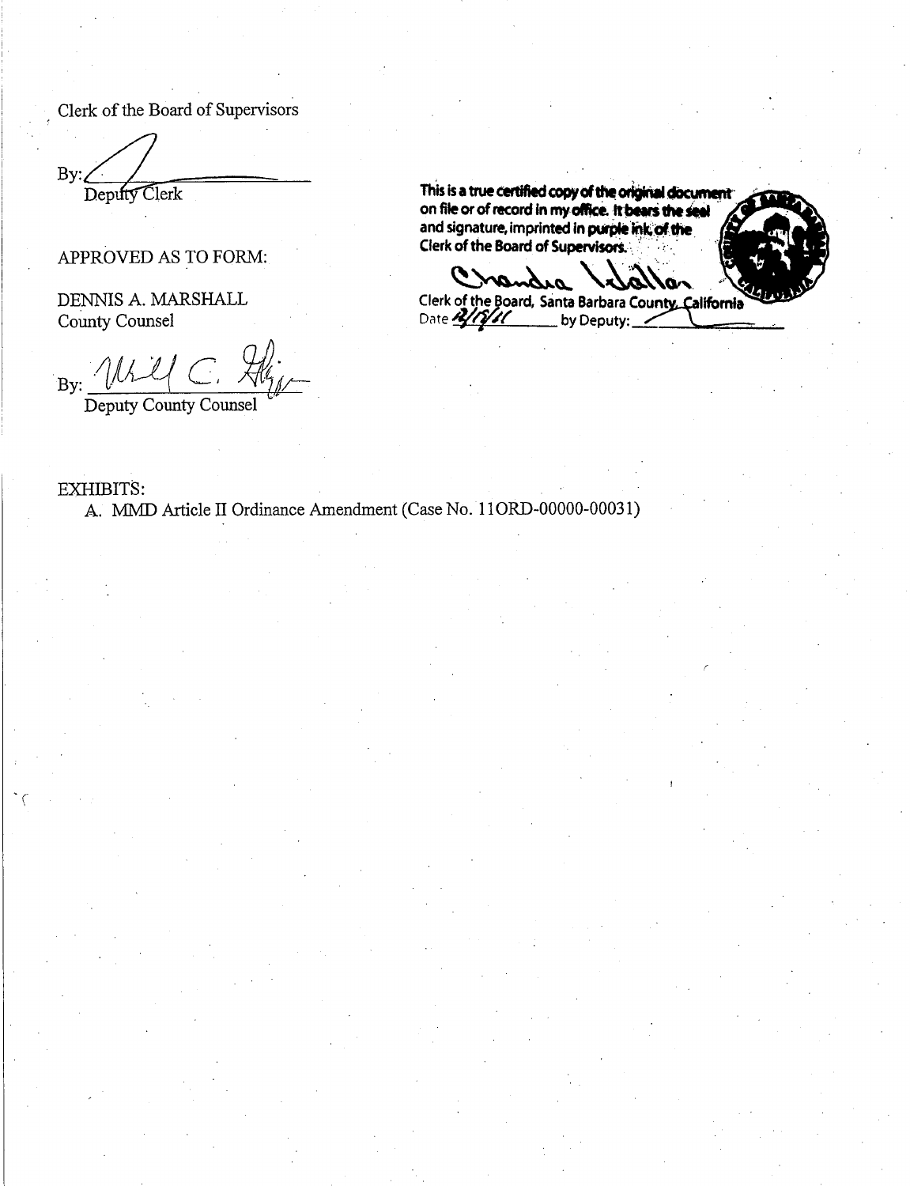Clerk of the Board of Supervisors

By: ______________________
Deputy Clerk

APPROVED AS TO FORM:

DENNIS A. MARSHALL
County Counsel

By: ______________________
Deputy County Counsel

This is a true certified copy of the original document on file or of record in my office. It bears the seal and signature, imprinted in purple ink, of the Clerk of the Board of Supervisors.

Clerk of the Board, Santa Barbara County, California
Date 12/13/11 by Deputy: ______________________

EXHIBITS:

A. MMD Article II Ordinance Amendment (Case No. 11ORD-00000-00031)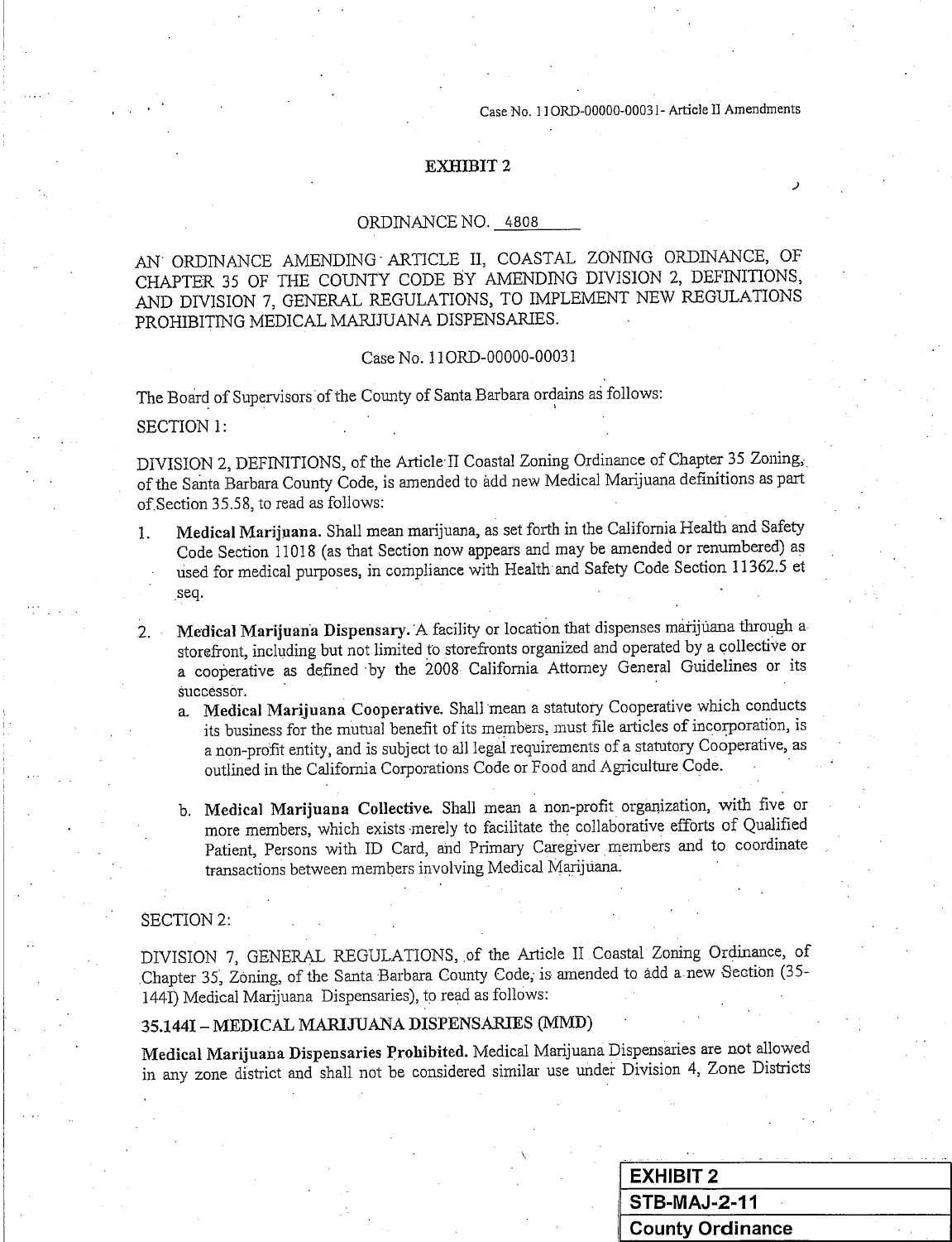Case No. 11ORD-00000-00031- Article II Amendments

**EXHIBIT 2**

ORDINANCE NO. 4808

AN ORDINANCE AMENDING ARTICLE II, COASTAL ZONING ORDINANCE, OF CHAPTER 35 OF THE COUNTY CODE BY AMENDING DIVISION 2, DEFINITIONS, AND DIVISION 7, GENERAL REGULATIONS, TO IMPLEMENT NEW REGULATIONS PROHIBITING MEDICAL MARIJUANA DISPENSARIES.

Case No. 11ORD-00000-00031

The Board of Supervisors of the County of Santa Barbara ordains as follows:

SECTION 1:

DIVISION 2, DEFINITIONS, of the Article II Coastal Zoning Ordinance of Chapter 35 Zoning, of the Santa Barbara County Code, is amended to add new Medical Marijuana definitions as part of Section 35.58, to read as follows:

1. **Medical Marijuana.** Shall mean marijuana, as set forth in the California Health and Safety Code Section 11018 (as that Section now appears and may be amended or renumbered) as used for medical purposes, in compliance with Health and Safety Code Section 11362.5 et seq.

2. **Medical Marijuana Dispensary.** A facility or location that dispenses marijuana through a storefront, including but not limited to storefronts organized and operated by a collective or a cooperative as defined by the 2008 California Attorney General Guidelines or its successor.
   a. **Medical Marijuana Cooperative.** Shall mean a statutory Cooperative which conducts its business for the mutual benefit of its members, must file articles of incorporation, is a non-profit entity, and is subject to all legal requirements of a statutory Cooperative, as outlined in the California Corporations Code or Food and Agriculture Code.

   b. **Medical Marijuana Collective.** Shall mean a non-profit organization, with five or more members, which exists merely to facilitate the collaborative efforts of Qualified Patient, Persons with ID Card, and Primary Caregiver members and to coordinate transactions between members involving Medical Marijuana.

SECTION 2:

DIVISION 7, GENERAL REGULATIONS, of the Article II Coastal Zoning Ordinance, of Chapter 35, Zoning, of the Santa Barbara County Code, is amended to add a new Section (35-144I) Medical Marijuana Dispensaries), to read as follows:

**35.144I – MEDICAL MARIJUANA DISPENSARIES (MMD)**

**Medical Marijuana Dispensaries Prohibited.** Medical Marijuana Dispensaries are not allowed in any zone district and shall not be considered similar use under Division 4, Zone Districts

| EXHIBIT 2 |
|---|
| STB-MAJ-2-11 |
| County Ordinance |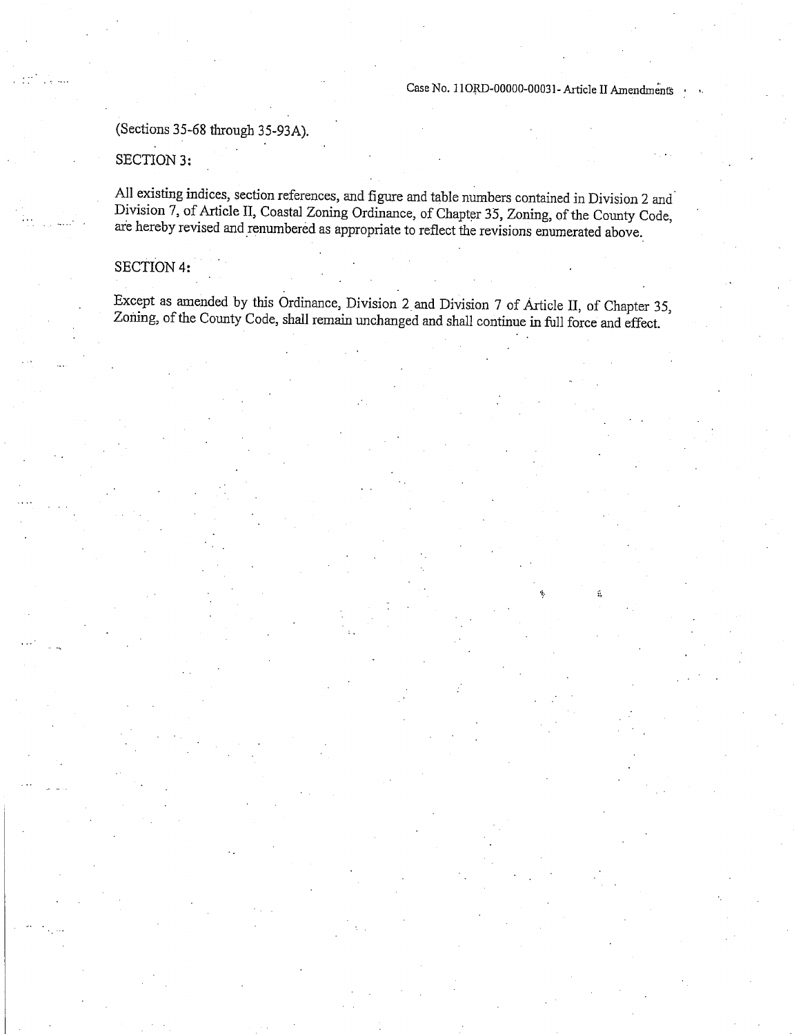(Sections 35-68 through 35-93A).

SECTION 3:

All existing indices, section references, and figure and table numbers contained in Division 2 and Division 7, of Article II, Coastal Zoning Ordinance, of Chapter 35, Zoning, of the County Code, are hereby revised and renumbered as appropriate to reflect the revisions enumerated above.

SECTION 4:

Except as amended by this Ordinance, Division 2 and Division 7 of Article II, of Chapter 35, Zoning, of the County Code, shall remain unchanged and shall continue in full force and effect.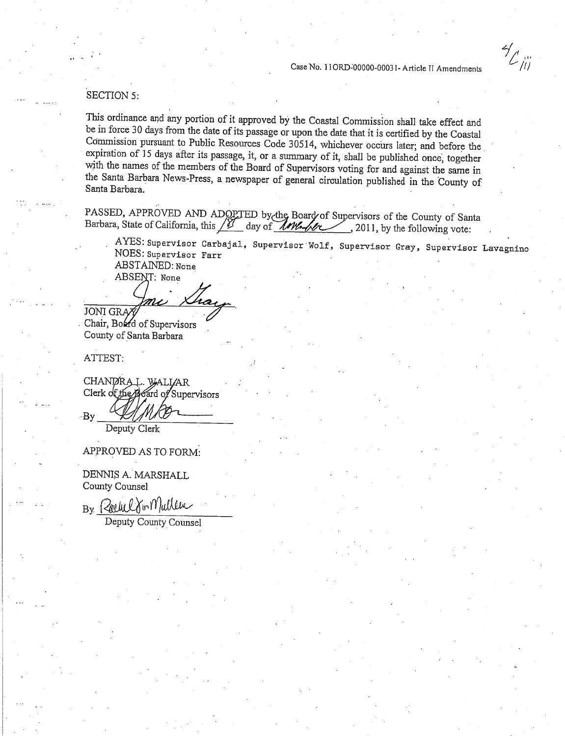Case No. 11ORD-00000-00031- Article II Amendments

SECTION 5:

This ordinance and any portion of it approved by the Coastal Commission shall take effect and be in force 30 days from the date of its passage or upon the date that it is certified by the Coastal Commission pursuant to Public Resources Code 30514, whichever occurs later; and before the expiration of 15 days after its passage, it, or a summary of it, shall be published once, together with the names of the members of the Board of Supervisors voting for and against the same in the Santa Barbara News-Press, a newspaper of general circulation published in the County of Santa Barbara.

PASSED, APPROVED AND ADOPTED by the Board of Supervisors of the County of Santa Barbara, State of California, this 18 day of November, 2011, by the following vote:

AYES: Supervisor Carbajal, Supervisor Wolf, Supervisor Gray, Supervisor Lavagnino
NOES: Supervisor Farr
ABSTAINED: None
ABSENT: None

JONI GRAY
Chair, Board of Supervisors
County of Santa Barbara

ATTEST:

CHANDRA L. WALLAR
Clerk of the Board of Supervisors

By ______________________
Deputy Clerk

APPROVED AS TO FORM:

DENNIS A. MARSHALL
County Counsel

By ______________________
Deputy County Counsel